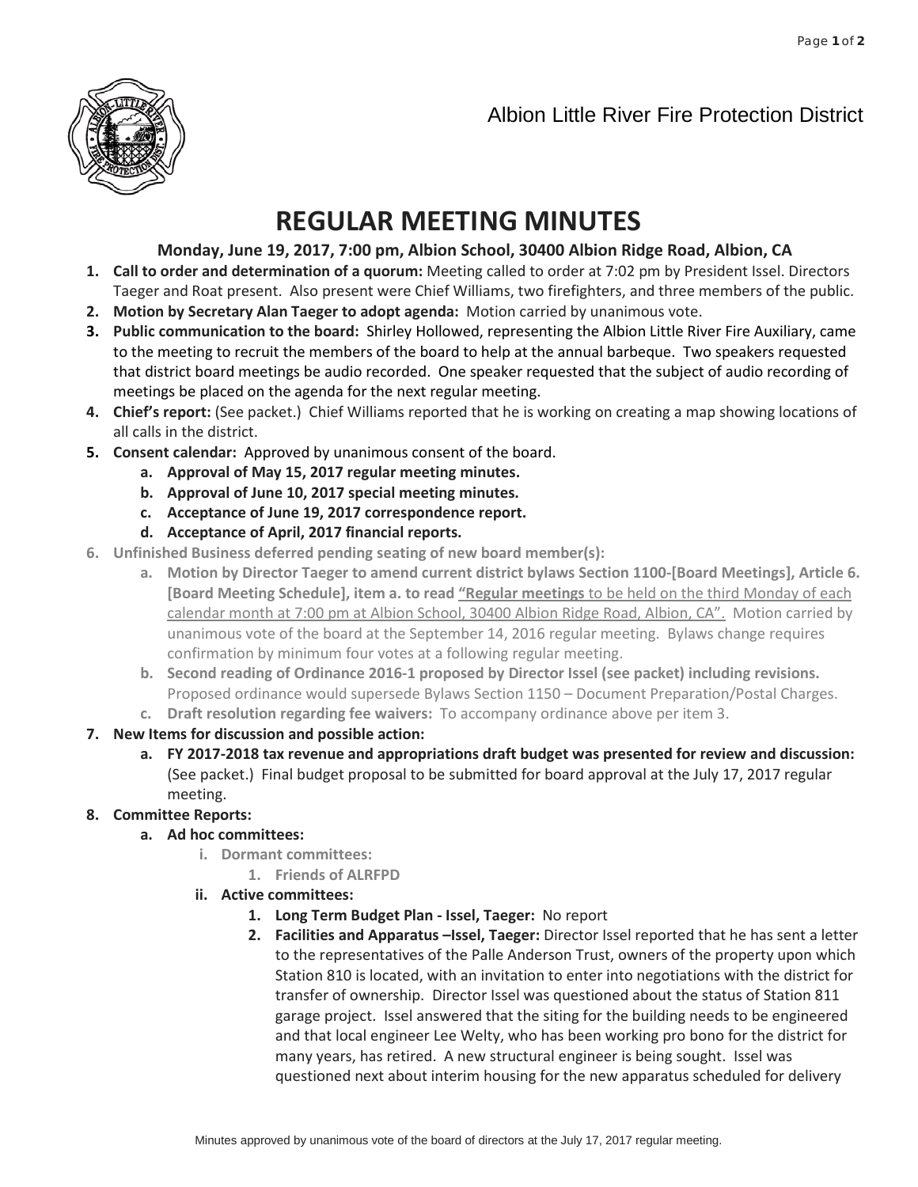Albion Little River Fire Protection District

# REGULAR MEETING MINUTES

**Monday, June 19, 2017, 7:00 pm, Albion School, 30400 Albion Ridge Road, Albion, CA**

1. **Call to order and determination of a quorum:** Meeting called to order at 7:02 pm by President Issel. Directors Taeger and Roat present. Also present were Chief Williams, two firefighters, and three members of the public.
2. **Motion by Secretary Alan Taeger to adopt agenda:** Motion carried by unanimous vote.
3. **Public communication to the board:** Shirley Hollowed, representing the Albion Little River Fire Auxiliary, came to the meeting to recruit the members of the board to help at the annual barbeque. Two speakers requested that district board meetings be audio recorded. One speaker requested that the subject of audio recording of meetings be placed on the agenda for the next regular meeting.
4. **Chief's report:** (See packet.) Chief Williams reported that he is working on creating a map showing locations of all calls in the district.
5. **Consent calendar:** Approved by unanimous consent of the board.
   a. **Approval of May 15, 2017 regular meeting minutes.**
   b. **Approval of June 10, 2017 special meeting minutes.**
   c. **Acceptance of June 19, 2017 correspondence report.**
   d. **Acceptance of April, 2017 financial reports.**
6. **Unfinished Business deferred pending seating of new board member(s):**
   a. **Motion by Director Taeger to amend current district bylaws Section 1100-[Board Meetings], Article 6. [Board Meeting Schedule], item a. to read "Regular meetings** to be held on the third Monday of each calendar month at 7:00 pm at Albion School, 30400 Albion Ridge Road, Albion, CA". Motion carried by unanimous vote of the board at the September 14, 2016 regular meeting. Bylaws change requires confirmation by minimum four votes at a following regular meeting.
   b. **Second reading of Ordinance 2016-1 proposed by Director Issel (see packet) including revisions.** Proposed ordinance would supersede Bylaws Section 1150 – Document Preparation/Postal Charges.
   c. **Draft resolution regarding fee waivers:** To accompany ordinance above per item 3.
7. **New Items for discussion and possible action:**
   a. **FY 2017-2018 tax revenue and appropriations draft budget was presented for review and discussion:** (See packet.) Final budget proposal to be submitted for board approval at the July 17, 2017 regular meeting.
8. **Committee Reports:**
   a. **Ad hoc committees:**
      i. **Dormant committees:**
         1. **Friends of ALRFPD**
      ii. **Active committees:**
         1. **Long Term Budget Plan - Issel, Taeger:** No report
         2. **Facilities and Apparatus –Issel, Taeger:** Director Issel reported that he has sent a letter to the representatives of the Palle Anderson Trust, owners of the property upon which Station 810 is located, with an invitation to enter into negotiations with the district for transfer of ownership. Director Issel was questioned about the status of Station 811 garage project. Issel answered that the siting for the building needs to be engineered and that local engineer Lee Welty, who has been working pro bono for the district for many years, has retired. A new structural engineer is being sought. Issel was questioned next about interim housing for the new apparatus scheduled for delivery

Minutes approved by unanimous vote of the board of directors at the July 17, 2017 regular meeting.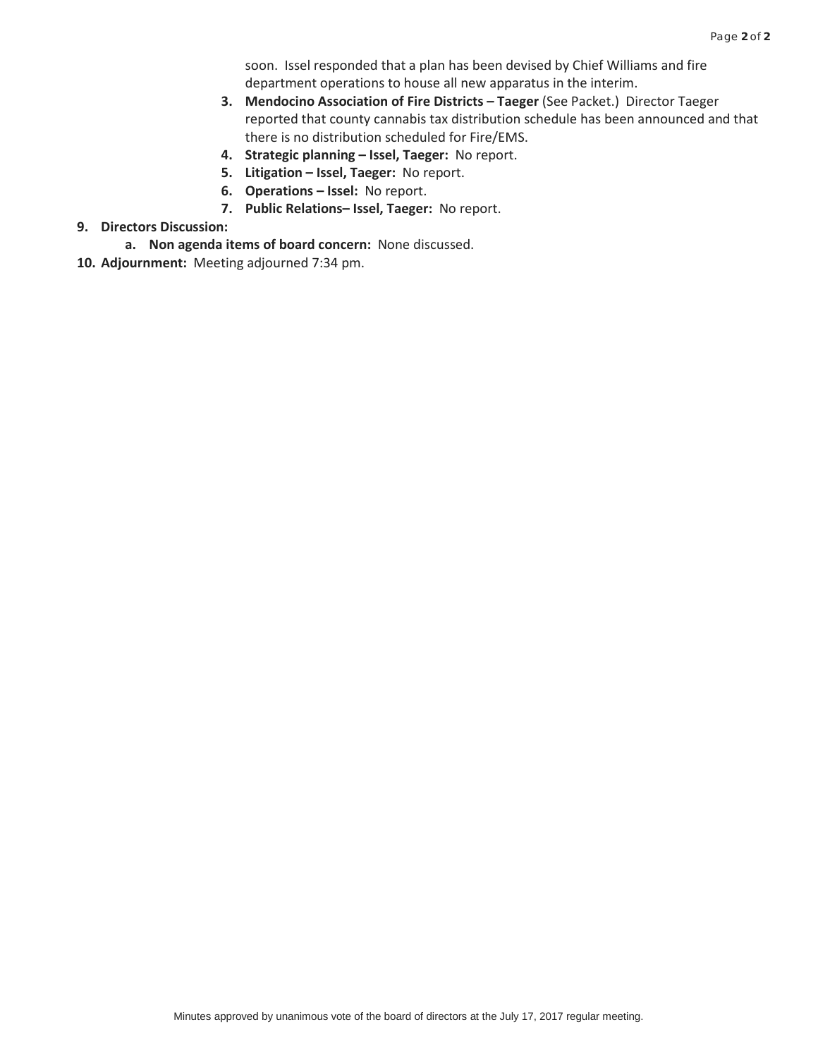soon. Issel responded that a plan has been devised by Chief Williams and fire department operations to house all new apparatus in the interim.

3. **Mendocino Association of Fire Districts – Taeger** (See Packet.) Director Taeger reported that county cannabis tax distribution schedule has been announced and that there is no distribution scheduled for Fire/EMS.
4. **Strategic planning – Issel, Taeger:** No report.
5. **Litigation – Issel, Taeger:** No report.
6. **Operations – Issel:** No report.
7. **Public Relations– Issel, Taeger:** No report.

9. **Directors Discussion:**
   a. **Non agenda items of board concern:** None discussed.
10. **Adjournment:** Meeting adjourned 7:34 pm.

Minutes approved by unanimous vote of the board of directors at the July 17, 2017 regular meeting.